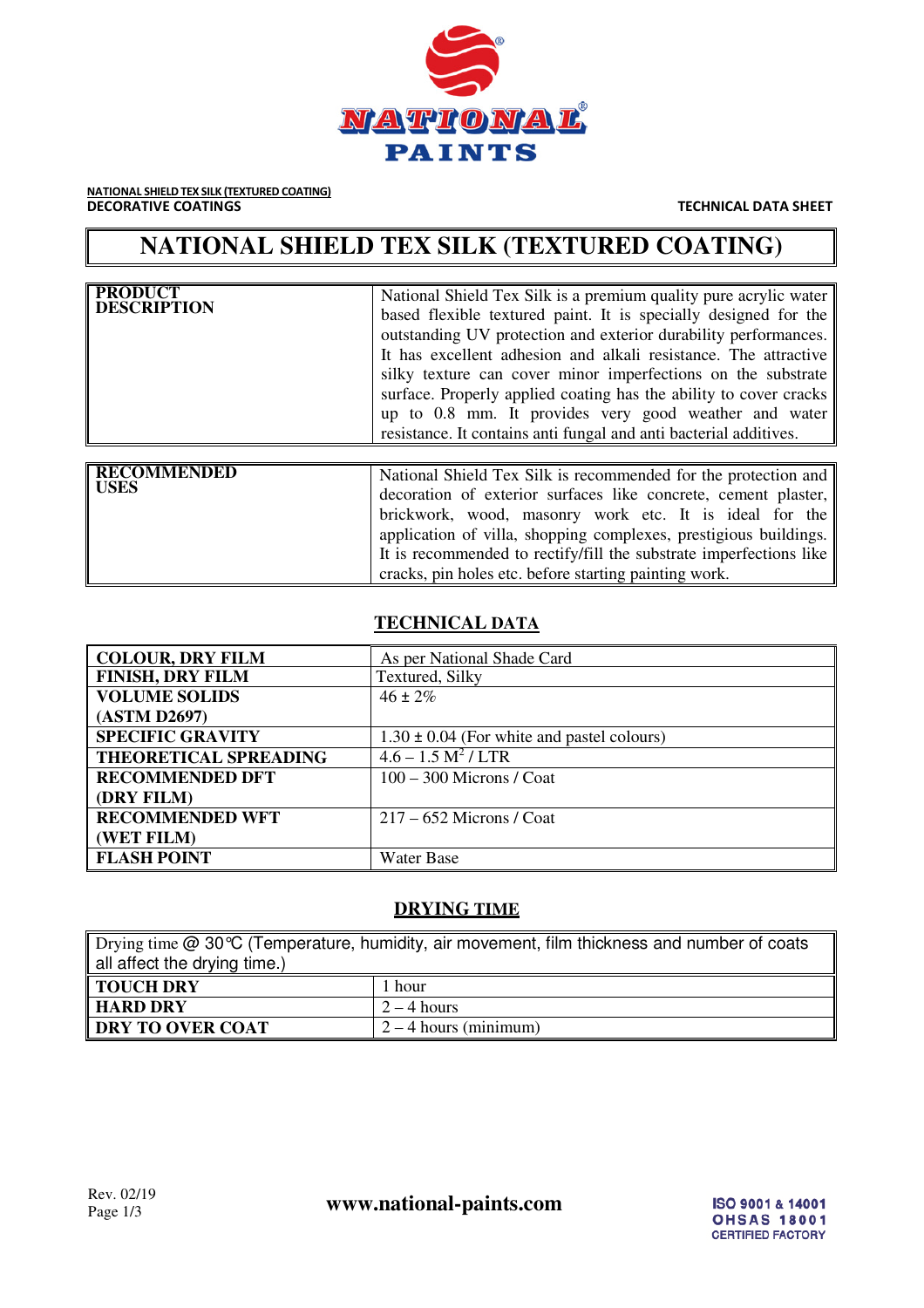**NATIONAL SHIELD TEX SILK (TEXTURED COATING)**
**DECORATIVE COATINGS**

**TECHNICAL DATA SHEET**

# NATIONAL SHIELD TEX SILK (TEXTURED COATING)

| **PRODUCT DESCRIPTION** | National Shield Tex Silk is a premium quality pure acrylic water based flexible textured paint. It is specially designed for the outstanding UV protection and exterior durability performances. It has excellent adhesion and alkali resistance. The attractive silky texture can cover minor imperfections on the substrate surface. Properly applied coating has the ability to cover cracks up to 0.8 mm. It provides very good weather and water resistance. It contains anti fungal and anti bacterial additives. |
|---|---|

| **RECOMMENDED USES** | National Shield Tex Silk is recommended for the protection and decoration of exterior surfaces like concrete, cement plaster, brickwork, wood, masonry work etc. It is ideal for the application of villa, shopping complexes, prestigious buildings. It is recommended to rectify/fill the substrate imperfections like cracks, pin holes etc. before starting painting work. |
|---|---|

## TECHNICAL DATA

| | |
|---|---|
| **COLOUR, DRY FILM** | As per National Shade Card |
| **FINISH, DRY FILM** | Textured, Silky |
| **VOLUME SOLIDS (ASTM D2697)** | 46 ± 2% |
| **SPECIFIC GRAVITY** | 1.30 ± 0.04 (For white and pastel colours) |
| **THEORETICAL SPREADING** | 4.6 – 1.5 $M^2$ / LTR |
| **RECOMMENDED DFT (DRY FILM)** | 100 – 300 Microns / Coat |
| **RECOMMENDED WFT (WET FILM)** | 217 – 652 Microns / Coat |
| **FLASH POINT** | Water Base |

## DRYING TIME

| Drying time @ 30℃ (Temperature, humidity, air movement, film thickness and number of coats all affect the drying time.) | |
|---|---|
| **TOUCH DRY** | 1 hour |
| **HARD DRY** | 2 – 4 hours |
| **DRY TO OVER COAT** | 2 – 4 hours (minimum) |

Rev. 02/19

**www.national-paints.com**

ISO 9001 & 14001
OHSAS 18001
CERTIFIED FACTORY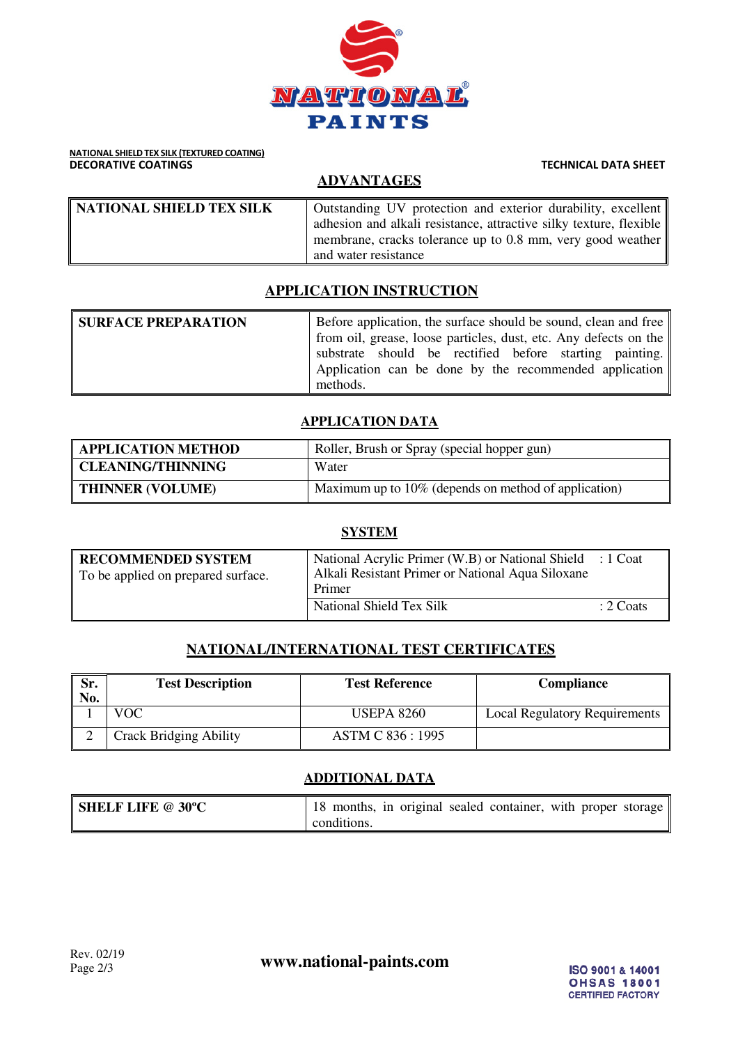**NATIONAL SHIELD TEX SILK (TEXTURED COATING)**
**DECORATIVE COATINGS**

**TECHNICAL DATA SHEET**

## ADVANTAGES

| | |
|---|---|
| **NATIONAL SHIELD TEX SILK** | Outstanding UV protection and exterior durability, excellent adhesion and alkali resistance, attractive silky texture, flexible membrane, cracks tolerance up to 0.8 mm, very good weather and water resistance |

## APPLICATION INSTRUCTION

| | |
|---|---|
| **SURFACE PREPARATION** | Before application, the surface should be sound, clean and free from oil, grease, loose particles, dust, etc. Any defects on the substrate should be rectified before starting painting. Application can be done by the recommended application methods. |

## APPLICATION DATA

| | |
|---|---|
| **APPLICATION METHOD** | Roller, Brush or Spray (special hopper gun) |
| **CLEANING/THINNING** | Water |
| **THINNER (VOLUME)** | Maximum up to 10% (depends on method of application) |

## SYSTEM

| | | |
|---|---|---|
| **RECOMMENDED SYSTEM** To be applied on prepared surface. | National Acrylic Primer (W.B) or National Shield Alkali Resistant Primer or National Aqua Siloxane Primer | : 1 Coat |
| | National Shield Tex Silk | : 2 Coats |

## NATIONAL/INTERNATIONAL TEST CERTIFICATES

| Sr. No. | Test Description | Test Reference | Compliance |
|---|---|---|---|
| 1 | VOC | USEPA 8260 | Local Regulatory Requirements |
| 2 | Crack Bridging Ability | ASTM C 836 : 1995 | |

## ADDITIONAL DATA

| | |
|---|---|
| **SHELF LIFE @ 30ºC** | 18 months, in original sealed container, with proper storage conditions. |

Rev. 02/19

www.national-paints.com

ISO 9001 & 14001
OHSAS 18001
CERTIFIED FACTORY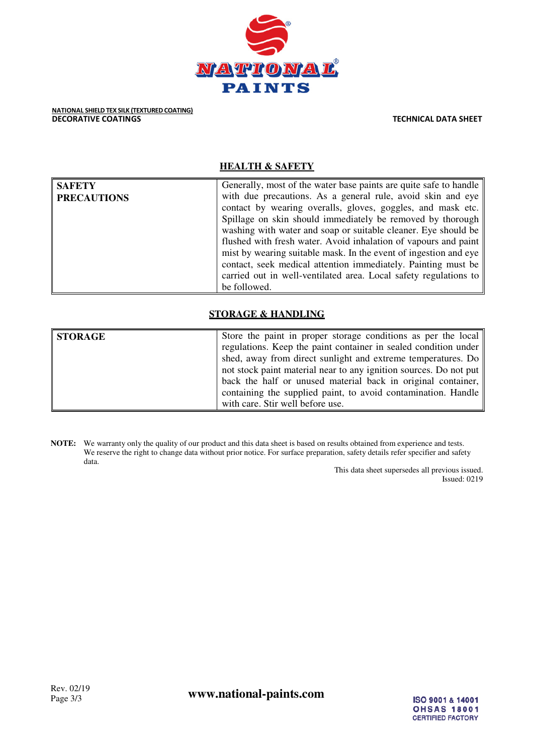NATIONAL SHIELD TEX SILK (TEXTURED COATING)
**DECORATIVE COATINGS**

**TECHNICAL DATA SHEET**

## HEALTH & SAFETY

| | |
|---|---|
| **SAFETY PRECAUTIONS** | Generally, most of the water base paints are quite safe to handle with due precautions. As a general rule, avoid skin and eye contact by wearing overalls, gloves, goggles, and mask etc. Spillage on skin should immediately be removed by thorough washing with water and soap or suitable cleaner. Eye should be flushed with fresh water. Avoid inhalation of vapours and paint mist by wearing suitable mask. In the event of ingestion and eye contact, seek medical attention immediately. Painting must be carried out in well-ventilated area. Local safety regulations to be followed. |

## STORAGE & HANDLING

| | |
|---|---|
| **STORAGE** | Store the paint in proper storage conditions as per the local regulations. Keep the paint container in sealed condition under shed, away from direct sunlight and extreme temperatures. Do not stock paint material near to any ignition sources. Do not put back the half or unused material back in original container, containing the supplied paint, to avoid contamination. Handle with care. Stir well before use. |

**NOTE:** We warranty only the quality of our product and this data sheet is based on results obtained from experience and tests. We reserve the right to change data without prior notice. For surface preparation, safety details refer specifier and safety data.

This data sheet supersedes all previous issued.
Issued: 0219

Rev. 02/19

**www.national-paints.com**

ISO 9001 & 14001
OHSAS 18001
CERTIFIED FACTORY